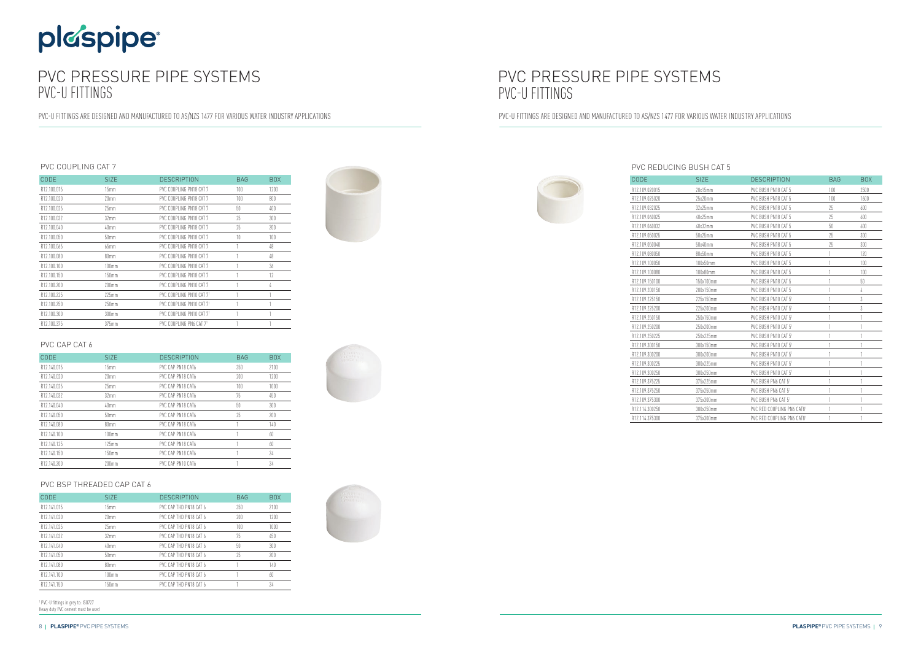# PVC PRESSURE PIPE SYSTEMS
## PVC-U FITTINGS

PVC-U FITTINGS ARE DESIGNED AND MANUFACTURED TO AS/NZS 1477 FOR VARIOUS WATER INDUSTRY APPLICATIONS

### PVC COUPLING CAT 7

| CODE | SIZE | DESCRIPTION | BAG | BOX |
|---|---|---|---|---|
| R12.100.015 | 15mm | PVC COUPLING PN18 CAT 7 | 100 | 1200 |
| R12.100.020 | 20mm | PVC COUPLING PN18 CAT 7 | 100 | 800 |
| R12.100.025 | 25mm | PVC COUPLING PN18 CAT 7 | 50 | 400 |
| R12.100.032 | 32mm | PVC COUPLING PN18 CAT 7 | 25 | 300 |
| R12.100.040 | 40mm | PVC COUPLING PN18 CAT 7 | 25 | 200 |
| R12.100.050 | 50mm | PVC COUPLING PN18 CAT 7 | 10 | 100 |
| R12.100.065 | 65mm | PVC COUPLING PN18 CAT 7 | 1 | 48 |
| R12.100.080 | 80mm | PVC COUPLING PN18 CAT 7 | 1 | 48 |
| R12.100.100 | 100mm | PVC COUPLING PN18 CAT 7 | 1 | 36 |
| R12.100.150 | 150mm | PVC COUPLING PN18 CAT 7 | 1 | 12 |
| R12.100.200 | 200mm | PVC COUPLING PN10 CAT 7 | 1 | 4 |
| R12.100.225 | 225mm | PVC COUPLING PN10 CAT 7[1] | 1 | 1 |
| R12.100.250 | 250mm | PVC COUPLING PN10 CAT 7[1] | 1 | 1 |
| R12.100.300 | 300mm | PVC COUPLING PN10 CAT 7[1] | 1 | 1 |
| R12.100.375 | 375mm | PVC COUPLING PN6 CAT 7[1] | 1 | 1 |

### PVC CAP CAT 6

| CODE | SIZE | DESCRIPTION | BAG | BOX |
|---|---|---|---|---|
| R12.140.015 | 15mm | PVC CAP PN18 CAT6 | 350 | 2100 |
| R12.140.020 | 20mm | PVC CAP PN18 CAT6 | 200 | 1200 |
| R12.140.025 | 25mm | PVC CAP PN18 CAT6 | 100 | 1000 |
| R12.140.032 | 32mm | PVC CAP PN18 CAT6 | 75 | 450 |
| R12.140.040 | 40mm | PVC CAP PN18 CAT6 | 50 | 300 |
| R12.140.050 | 50mm | PVC CAP PN18 CAT6 | 25 | 200 |
| R12.140.080 | 80mm | PVC CAP PN18 CAT6 | 1 | 140 |
| R12.140.100 | 100mm | PVC CAP PN18 CAT6 | 1 | 60 |
| R12.140.125 | 125mm | PVC CAP PN18 CAT6 | 1 | 60 |
| R12.140.150 | 150mm | PVC CAP PN18 CAT6 | 1 | 24 |
| R12.140.200 | 200mm | PVC CAP PN10 CAT6 | 1 | 24 |

### PVC BSP THREADED CAP CAT 6

| CODE | SIZE | DESCRIPTION | BAG | BOX |
|---|---|---|---|---|
| R12.141.015 | 15mm | PVC CAP THD PN18 CAT 6 | 350 | 2100 |
| R12.141.020 | 20mm | PVC CAP THD PN18 CAT 6 | 200 | 1200 |
| R12.141.025 | 25mm | PVC CAP THD PN18 CAT 6 | 100 | 1000 |
| R12.141.032 | 32mm | PVC CAP THD PN18 CAT 6 | 75 | 450 |
| R12.141.040 | 40mm | PVC CAP THD PN18 CAT 6 | 50 | 300 |
| R12.141.050 | 50mm | PVC CAP THD PN18 CAT 6 | 25 | 200 |
| R12.141.080 | 80mm | PVC CAP THD PN18 CAT 6 | 1 | 140 |
| R12.141.100 | 100mm | PVC CAP THD PN18 CAT 6 | 1 | 60 |
| R12.141.150 | 150mm | PVC CAP THD PN18 CAT 6 | 1 | 24 |

[1] PVC-U fittings in grey to: ISO727
Heavy duty PVC cement must be used

### PVC REDUCING BUSH CAT 5

| CODE | SIZE | DESCRIPTION | BAG | BOX |
|---|---|---|---|---|
| R12.109.020015 | 20x15mm | PVC BUSH PN18 CAT 5 | 100 | 2500 |
| R12.109.025020 | 25x20mm | PVC BUSH PN18 CAT 5 | 100 | 1600 |
| R12.109.032025 | 32x25mm | PVC BUSH PN18 CAT 5 | 25 | 600 |
| R12.109.040025 | 40x25mm | PVC BUSH PN18 CAT 5 | 25 | 600 |
| R12.109.040032 | 40x32mm | PVC BUSH PN18 CAT 5 | 50 | 600 |
| R12.109.050025 | 50x25mm | PVC BUSH PN18 CAT 5 | 25 | 300 |
| R12.109.050040 | 50x40mm | PVC BUSH PN18 CAT 5 | 25 | 300 |
| R12.109.080050 | 80x50mm | PVC BUSH PN18 CAT 5 | 1 | 120 |
| R12.109.100050 | 100x50mm | PVC BUSH PN18 CAT 5 | 1 | 100 |
| R12.109.100080 | 100x80mm | PVC BUSH PN18 CAT 5 | 1 | 100 |
| R12.109.150100 | 150x100mm | PVC BUSH PN18 CAT 5 | 1 | 50 |
| R12.109.200150 | 200x150mm | PVC BUSH PN10 CAT 5 | 1 | 4 |
| R12.109.225150 | 225x150mm | PVC BUSH PN10 CAT 5[1] | 1 | 3 |
| R12.109.225200 | 225x200mm | PVC BUSH PN10 CAT 5[1] | 1 | 3 |
| R12.109.250150 | 250x150mm | PVC BUSH PN10 CAT 5[1] | 1 | 1 |
| R12.109.250200 | 250x200mm | PVC BUSH PN10 CAT 5[1] | 1 | 1 |
| R12.109.250225 | 250x225mm | PVC BUSH PN10 CAT 5[1] | 1 | 1 |
| R12.109.300150 | 300x150mm | PVC BUSH PN10 CAT 5[1] | 1 | 1 |
| R12.109.300200 | 300x200mm | PVC BUSH PN10 CAT 5[1] | 1 | 1 |
| R12.109.300225 | 300x225mm | PVC BUSH PN10 CAT 5[1] | 1 | 1 |
| R12.109.300250 | 300x250mm | PVC BUSH PN10 CAT 5[1] | 1 | 1 |
| R12.109.375225 | 375x225mm | PVC BUSH PN6 CAT 5[1] | 1 | 1 |
| R12.109.375250 | 375x250mm | PVC BUSH PN6 CAT 5[1] | 1 | 1 |
| R12.109.375300 | 375x300mm | PVC BUSH PN6 CAT 5[1] | 1 | 1 |
| R12.114.300250 | 300x250mm | PVC RED COUPLING PN6 CAT8[1] | 1 | 1 |
| R12.114.375300 | 375x300mm | PVC RED COUPLING PN6 CAT8[1] | 1 | 1 |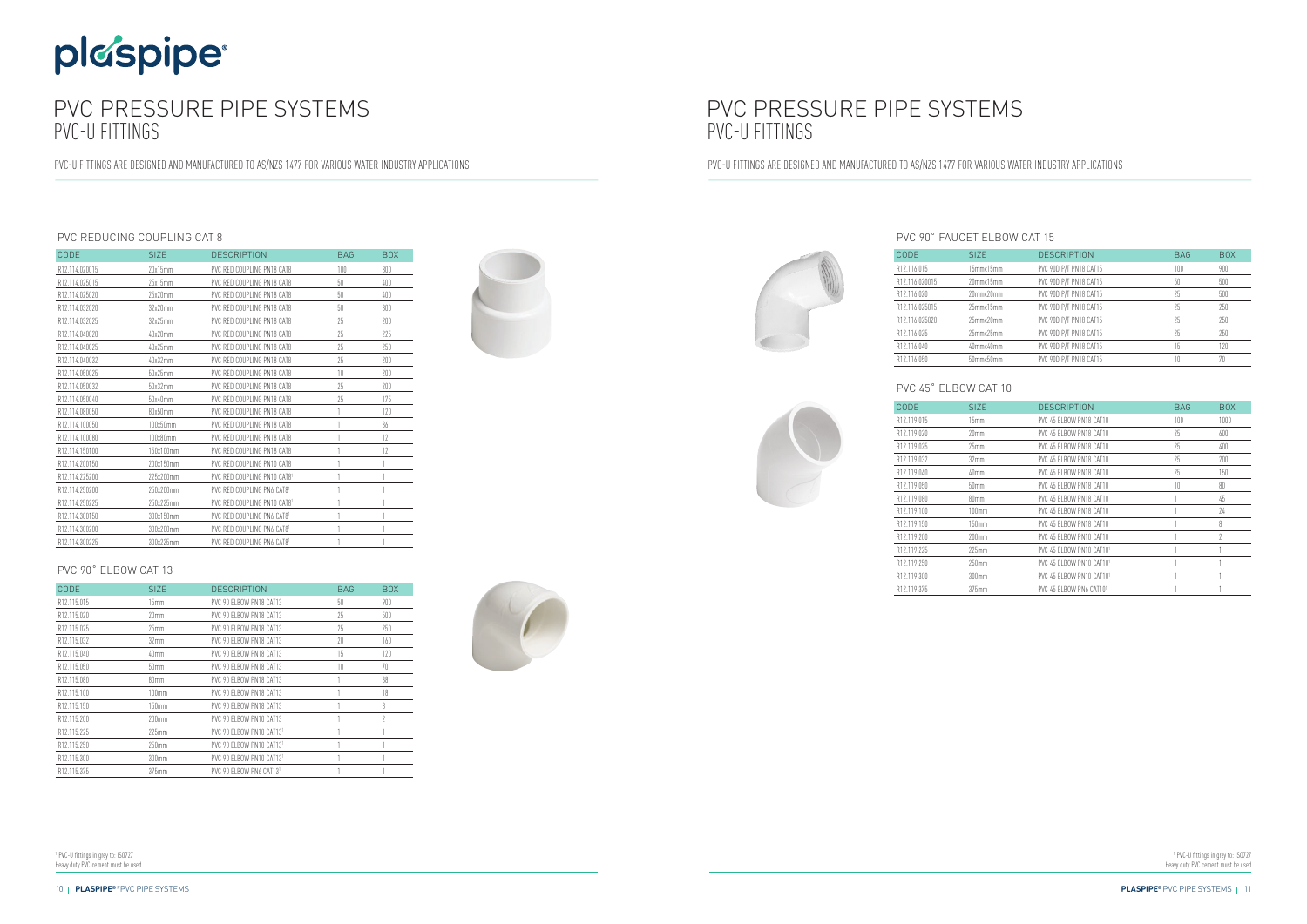# PVC PRESSURE PIPE SYSTEMS
## PVC-U FITTINGS

PVC-U FITTINGS ARE DESIGNED AND MANUFACTURED TO AS/NZS 1477 FOR VARIOUS WATER INDUSTRY APPLICATIONS

### PVC REDUCING COUPLING CAT 8

| CODE | SIZE | DESCRIPTION | BAG | BOX |
|---|---|---|---|---|
| R12.114.020015 | 20x15mm | PVC RED COUPLING PN18 CAT8 | 100 | 800 |
| R12.114.025015 | 25x15mm | PVC RED COUPLING PN18 CAT8 | 50 | 400 |
| R12.114.025020 | 25x20mm | PVC RED COUPLING PN18 CAT8 | 50 | 400 |
| R12.114.032020 | 32x20mm | PVC RED COUPLING PN18 CAT8 | 50 | 300 |
| R12.114.032025 | 32x25mm | PVC RED COUPLING PN18 CAT8 | 25 | 200 |
| R12.114.040020 | 40x20mm | PVC RED COUPLING PN18 CAT8 | 25 | 225 |
| R12.114.040025 | 40x25mm | PVC RED COUPLING PN18 CAT8 | 25 | 250 |
| R12.114.040032 | 40x32mm | PVC RED COUPLING PN18 CAT8 | 25 | 200 |
| R12.114.050025 | 50x25mm | PVC RED COUPLING PN18 CAT8 | 10 | 200 |
| R12.114.050032 | 50x32mm | PVC RED COUPLING PN18 CAT8 | 25 | 200 |
| R12.114.050040 | 50x40mm | PVC RED COUPLING PN18 CAT8 | 25 | 175 |
| R12.114.080050 | 80x50mm | PVC RED COUPLING PN18 CAT8 | 1 | 120 |
| R12.114.100050 | 100x50mm | PVC RED COUPLING PN18 CAT8 | 1 | 36 |
| R12.114.100080 | 100x80mm | PVC RED COUPLING PN18 CAT8 | 1 | 12 |
| R12.114.150100 | 150x100mm | PVC RED COUPLING PN18 CAT8 | 1 | 12 |
| R12.114.200150 | 200x150mm | PVC RED COUPLING PN10 CAT8 | 1 | 1 |
| R12.114.225200 | 225x200mm | PVC RED COUPLING PN10 CAT8[1] | 1 | 1 |
| R12.114.250200 | 250x200mm | PVC RED COUPLING PN6 CAT8[1] | 1 | 1 |
| R12.114.250225 | 250x225mm | PVC RED COUPLING PN10 CAT8[1] | 1 | 1 |
| R12.114.300150 | 300x150mm | PVC RED COUPLING PN6 CAT8[1] | 1 | 1 |
| R12.114.300200 | 300x200mm | PVC RED COUPLING PN6 CAT8[1] | 1 | 1 |
| R12.114.300225 | 300x225mm | PVC RED COUPLING PN6 CAT8[1] | 1 | 1 |

### PVC 90˚ ELBOW CAT 13

| CODE | SIZE | DESCRIPTION | BAG | BOX |
|---|---|---|---|---|
| R12.115.015 | 15mm | PVC 90 ELBOW PN18 CAT13 | 50 | 900 |
| R12.115.020 | 20mm | PVC 90 ELBOW PN18 CAT13 | 25 | 500 |
| R12.115.025 | 25mm | PVC 90 ELBOW PN18 CAT13 | 25 | 250 |
| R12.115.032 | 32mm | PVC 90 ELBOW PN18 CAT13 | 20 | 160 |
| R12.115.040 | 40mm | PVC 90 ELBOW PN18 CAT13 | 15 | 120 |
| R12.115.050 | 50mm | PVC 90 ELBOW PN18 CAT13 | 10 | 70 |
| R12.115.080 | 80mm | PVC 90 ELBOW PN18 CAT13 | 1 | 38 |
| R12.115.100 | 100mm | PVC 90 ELBOW PN18 CAT13 | 1 | 18 |
| R12.115.150 | 150mm | PVC 90 ELBOW PN18 CAT13 | 1 | 8 |
| R12.115.200 | 200mm | PVC 90 ELBOW PN10 CAT13 | 1 | 2 |
| R12.115.225 | 225mm | PVC 90 ELBOW PN10 CAT13[1] | 1 | 1 |
| R12.115.250 | 250mm | PVC 90 ELBOW PN10 CAT13[1] | 1 | 1 |
| R12.115.300 | 300mm | PVC 90 ELBOW PN10 CAT13[1] | 1 | 1 |
| R12.115.375 | 375mm | PVC 90 ELBOW PN6 CAT13[1] | 1 | 1 |

[1] PVC-U fittings in grey to: ISO727
Heavy duty PVC cement must be used

# PVC PRESSURE PIPE SYSTEMS
## PVC-U FITTINGS

PVC-U FITTINGS ARE DESIGNED AND MANUFACTURED TO AS/NZS 1477 FOR VARIOUS WATER INDUSTRY APPLICATIONS

### PVC 90˚ FAUCET ELBOW CAT 15

| CODE | SIZE | DESCRIPTION | BAG | BOX |
|---|---|---|---|---|
| R12.116.015 | 15mmx15mm | PVC 90D P/T PN18 CAT15 | 100 | 900 |
| R12.116.020015 | 20mmx15mm | PVC 90D P/T PN18 CAT15 | 50 | 500 |
| R12.116.020 | 20mmx20mm | PVC 90D P/T PN18 CAT15 | 25 | 500 |
| R12.116.025015 | 25mmx15mm | PVC 90D P/T PN18 CAT15 | 25 | 250 |
| R12.116.025020 | 25mmx20mm | PVC 90D P/T PN18 CAT15 | 25 | 250 |
| R12.116.025 | 25mmx25mm | PVC 90D P/T PN18 CAT15 | 25 | 250 |
| R12.116.040 | 40mmx40mm | PVC 90D P/T PN18 CAT15 | 15 | 120 |
| R12.116.050 | 50mmx50mm | PVC 90D P/T PN18 CAT15 | 10 | 70 |

### PVC 45˚ ELBOW CAT 10

| CODE | SIZE | DESCRIPTION | BAG | BOX |
|---|---|---|---|---|
| R12.119.015 | 15mm | PVC 45 ELBOW PN18 CAT10 | 100 | 1000 |
| R12.119.020 | 20mm | PVC 45 ELBOW PN18 CAT10 | 25 | 600 |
| R12.119.025 | 25mm | PVC 45 ELBOW PN18 CAT10 | 25 | 400 |
| R12.119.032 | 32mm | PVC 45 ELBOW PN18 CAT10 | 25 | 200 |
| R12.119.040 | 40mm | PVC 45 ELBOW PN18 CAT10 | 25 | 150 |
| R12.119.050 | 50mm | PVC 45 ELBOW PN18 CAT10 | 10 | 80 |
| R12.119.080 | 80mm | PVC 45 ELBOW PN18 CAT10 | 1 | 45 |
| R12.119.100 | 100mm | PVC 45 ELBOW PN18 CAT10 | 1 | 24 |
| R12.119.150 | 150mm | PVC 45 ELBOW PN18 CAT10 | 1 | 8 |
| R12.119.200 | 200mm | PVC 45 ELBOW PN10 CAT10 | 1 | 2 |
| R12.119.225 | 225mm | PVC 45 ELBOW PN10 CAT10[1] | 1 | 1 |
| R12.119.250 | 250mm | PVC 45 ELBOW PN10 CAT10[1] | 1 | 1 |
| R12.119.300 | 300mm | PVC 45 ELBOW PN10 CAT10[1] | 1 | 1 |
| R12.119.375 | 375mm | PVC 45 ELBOW PN6 CAT10[1] | 1 | 1 |

[1] PVC-U fittings in grey to: ISO727
Heavy duty PVC cement must be used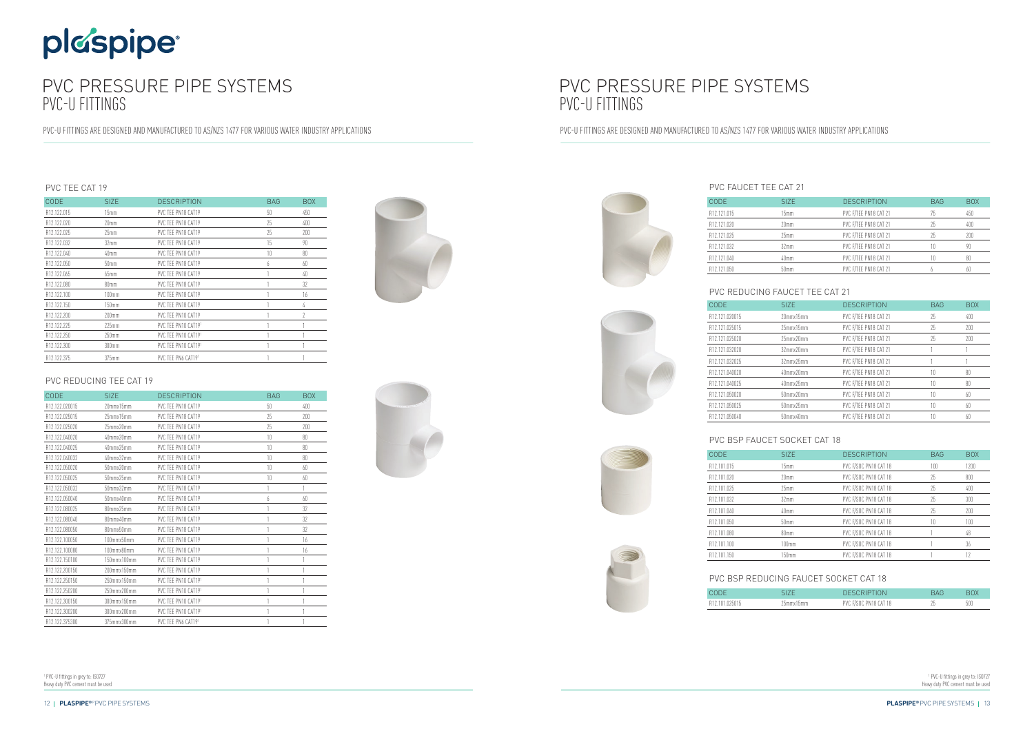# PVC PRESSURE PIPE SYSTEMS
## PVC-U FITTINGS

PVC-U FITTINGS ARE DESIGNED AND MANUFACTURED TO AS/NZS 1477 FOR VARIOUS WATER INDUSTRY APPLICATIONS

### PVC TEE CAT 19

| CODE | SIZE | DESCRIPTION | BAG | BOX |
|---|---|---|---|---|
| R12.122.015 | 15mm | PVC TEE PN18 CAT19 | 50 | 450 |
| R12.122.020 | 20mm | PVC TEE PN18 CAT19 | 25 | 400 |
| R12.122.025 | 25mm | PVC TEE PN18 CAT19 | 25 | 200 |
| R12.122.032 | 32mm | PVC TEE PN18 CAT19 | 15 | 90 |
| R12.122.040 | 40mm | PVC TEE PN18 CAT19 | 10 | 80 |
| R12.122.050 | 50mm | PVC TEE PN18 CAT19 | 6 | 60 |
| R12.122.065 | 65mm | PVC TEE PN18 CAT19 | 1 | 40 |
| R12.122.080 | 80mm | PVC TEE PN18 CAT19 | 1 | 32 |
| R12.122.100 | 100mm | PVC TEE PN18 CAT19 | 1 | 16 |
| R12.122.150 | 150mm | PVC TEE PN18 CAT19 | 1 | 4 |
| R12.122.200 | 200mm | PVC TEE PN10 CAT19 | 1 | 2 |
| R12.122.225 | 225mm | PVC TEE PN10 CAT19[1] | 1 | 1 |
| R12.122.250 | 250mm | PVC TEE PN10 CAT19[1] | 1 | 1 |
| R12.122.300 | 300mm | PVC TEE PN10 CAT19[1] | 1 | 1 |
| R12.122.375 | 375mm | PVC TEE PN6 CAT19[1] | 1 | 1 |

### PVC REDUCING TEE CAT 19

| CODE | SIZE | DESCRIPTION | BAG | BOX |
|---|---|---|---|---|
| R12.122.020015 | 20mmx15mm | PVC TEE PN18 CAT19 | 50 | 400 |
| R12.122.025015 | 25mmx15mm | PVC TEE PN18 CAT19 | 25 | 200 |
| R12.122.025020 | 25mmx20mm | PVC TEE PN18 CAT19 | 25 | 200 |
| R12.122.040020 | 40mmx20mm | PVC TEE PN18 CAT19 | 10 | 80 |
| R12.122.040025 | 40mmx25mm | PVC TEE PN18 CAT19 | 10 | 80 |
| R12.122.040032 | 40mmx32mm | PVC TEE PN18 CAT19 | 10 | 80 |
| R12.122.050020 | 50mmx20mm | PVC TEE PN18 CAT19 | 10 | 60 |
| R12.122.050025 | 50mmx25mm | PVC TEE PN18 CAT19 | 10 | 60 |
| R12.122.050032 | 50mmx32mm | PVC TEE PN18 CAT19 | 1 | 1 |
| R12.122.050040 | 50mmx40mm | PVC TEE PN18 CAT19 | 6 | 60 |
| R12.122.080025 | 80mmx25mm | PVC TEE PN18 CAT19 | 1 | 32 |
| R12.122.080040 | 80mmx40mm | PVC TEE PN18 CAT19 | 1 | 32 |
| R12.122.080050 | 80mmx50mm | PVC TEE PN18 CAT19 | 1 | 32 |
| R12.122.100050 | 100mmx50mm | PVC TEE PN18 CAT19 | 1 | 16 |
| R12.122.100080 | 100mmx80mm | PVC TEE PN18 CAT19 | 1 | 16 |
| R12.122.150100 | 150mmx100mm | PVC TEE PN18 CAT19 | 1 | 1 |
| R12.122.200150 | 200mmx150mm | PVC TEE PN10 CAT19 | 1 | 1 |
| R12.122.250150 | 250mmx150mm | PVC TEE PN10 CAT19[1] | 1 | 1 |
| R12.122.250200 | 250mmx200mm | PVC TEE PN10 CAT19[1] | 1 | 1 |
| R12.122.300150 | 300mmx150mm | PVC TEE PN10 CAT19[1] | 1 | 1 |
| R12.122.300200 | 300mmx200mm | PVC TEE PN10 CAT19[1] | 1 | 1 |
| R12.122.375300 | 375mmx300mm | PVC TEE PN6 CAT19[1] | 1 | 1 |

[1] PVC-U fittings in grey to: ISO727
Heavy duty PVC cement must be used

# PVC PRESSURE PIPE SYSTEMS
## PVC-U FITTINGS

PVC-U FITTINGS ARE DESIGNED AND MANUFACTURED TO AS/NZS 1477 FOR VARIOUS WATER INDUSTRY APPLICATIONS

### PVC FAUCET TEE CAT 21

| CODE | SIZE | DESCRIPTION | BAG | BOX |
|---|---|---|---|---|
| R12.121.015 | 15mm | PVC F/TEE PN18 CAT 21 | 75 | 450 |
| R12.121.020 | 20mm | PVC F/TEE PN18 CAT 21 | 25 | 400 |
| R12.121.025 | 25mm | PVC F/TEE PN18 CAT 21 | 25 | 200 |
| R12.121.032 | 32mm | PVC F/TEE PN18 CAT 21 | 10 | 90 |
| R12.121.040 | 40mm | PVC F/TEE PN18 CAT 21 | 10 | 80 |
| R12.121.050 | 50mm | PVC F/TEE PN18 CAT 21 | 6 | 60 |

### PVC REDUCING FAUCET TEE CAT 21

| CODE | SIZE | DESCRIPTION | BAG | BOX |
|---|---|---|---|---|
| R12.121.020015 | 20mmx15mm | PVC F/TEE PN18 CAT 21 | 25 | 400 |
| R12.121.025015 | 25mmx15mm | PVC F/TEE PN18 CAT 21 | 25 | 200 |
| R12.121.025020 | 25mmx20mm | PVC F/TEE PN18 CAT 21 | 25 | 200 |
| R12.121.032020 | 32mmx20mm | PVC F/TEE PN18 CAT 21 | 1 | 1 |
| R12.121.032025 | 32mmx25mm | PVC F/TEE PN18 CAT 21 | 1 | 1 |
| R12.121.040020 | 40mmx20mm | PVC F/TEE PN18 CAT 21 | 10 | 80 |
| R12.121.040025 | 40mmx25mm | PVC F/TEE PN18 CAT 21 | 10 | 80 |
| R12.121.050020 | 50mmx20mm | PVC F/TEE PN18 CAT 21 | 10 | 60 |
| R12.121.050025 | 50mmx25mm | PVC F/TEE PN18 CAT 21 | 10 | 60 |
| R12.121.050040 | 50mmx40mm | PVC F/TEE PN18 CAT 21 | 10 | 60 |

### PVC BSP FAUCET SOCKET CAT 18

| CODE | SIZE | DESCRIPTION | BAG | BOX |
|---|---|---|---|---|
| R12.101.015 | 15mm | PVC F/SOC PN18 CAT 18 | 100 | 1200 |
| R12.101.020 | 20mm | PVC F/SOC PN18 CAT 18 | 25 | 800 |
| R12.101.025 | 25mm | PVC F/SOC PN18 CAT 18 | 25 | 400 |
| R12.101.032 | 32mm | PVC F/SOC PN18 CAT 18 | 25 | 300 |
| R12.101.040 | 40mm | PVC F/SOC PN18 CAT 18 | 25 | 200 |
| R12.101.050 | 50mm | PVC F/SOC PN18 CAT 18 | 10 | 100 |
| R12.101.080 | 80mm | PVC F/SOC PN18 CAT 18 | 1 | 48 |
| R12.101.100 | 100mm | PVC F/SOC PN18 CAT 18 | 1 | 36 |
| R12.101.150 | 150mm | PVC F/SOC PN18 CAT 18 | 1 | 12 |

### PVC BSP REDUCING FAUCET SOCKET CAT 18

| CODE | SIZE | DESCRIPTION | BAG | BOX |
|---|---|---|---|---|
| R12.101.025015 | 25mmx15mm | PVC F/SOC PN18 CAT 18 | 25 | 500 |

[1] PVC-U fittings in grey to: ISO727
Heavy duty PVC cement must be used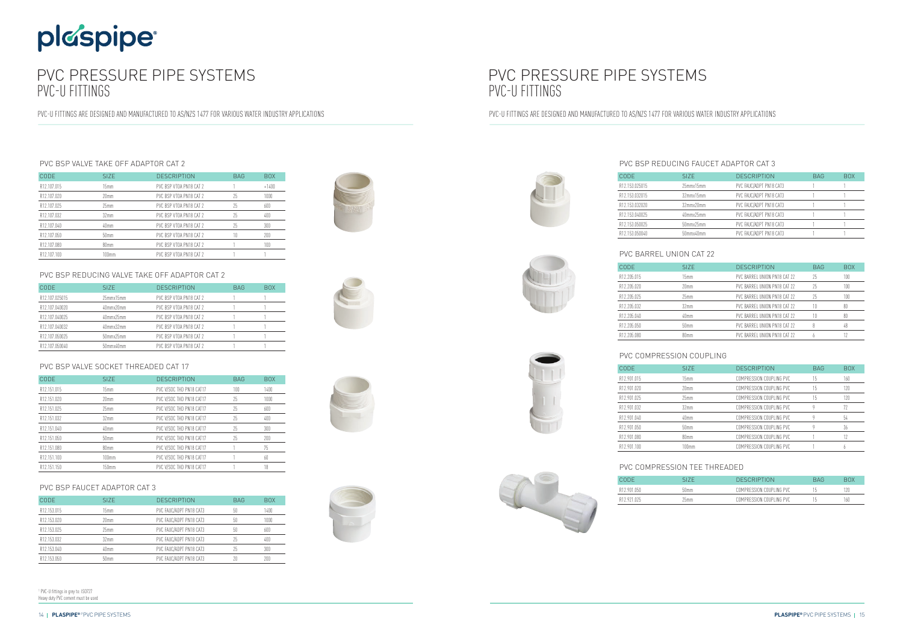# PVC PRESSURE PIPE SYSTEMS
## PVC-U FITTINGS

PVC-U FITTINGS ARE DESIGNED AND MANUFACTURED TO AS/NZS 1477 FOR VARIOUS WATER INDUSTRY APPLICATIONS

### PVC BSP VALVE TAKE OFF ADAPTOR CAT 2

| CODE | SIZE | DESCRIPTION | BAG | BOX |
|---|---|---|---|---|
| R12.107.015 | 15mm | PVC BSP VTOA PN18 CAT 2 | 1 | +1400 |
| R12.107.020 | 20mm | PVC BSP VTOA PN18 CAT 2 | 25 | 1000 |
| R12.107.025 | 25mm | PVC BSP VTOA PN18 CAT 2 | 25 | 600 |
| R12.107.032 | 32mm | PVC BSP VTOA PN18 CAT 2 | 25 | 400 |
| R12.107.040 | 40mm | PVC BSP VTOA PN18 CAT 2 | 25 | 300 |
| R12.107.050 | 50mm | PVC BSP VTOA PN18 CAT 2 | 10 | 200 |
| R12.107.080 | 80mm | PVC BSP VTOA PN18 CAT 2 | 1 | 100 |
| R12.107.100 | 100mm | PVC BSP VTOA PN18 CAT 2 | 1 | 1 |

### PVC BSP REDUCING VALVE TAKE OFF ADAPTOR CAT 2

| CODE | SIZE | DESCRIPTION | BAG | BOX |
|---|---|---|---|---|
| R12.107.025015 | 25mmx15mm | PVC BSP VTOA PN18 CAT 2 | 1 | 1 |
| R12.107.040020 | 40mmx20mm | PVC BSP VTOA PN18 CAT 2 | 1 | 1 |
| R12.107.040025 | 40mmx25mm | PVC BSP VTOA PN18 CAT 2 | 1 | 1 |
| R12.107.040032 | 40mmx32mm | PVC BSP VTOA PN18 CAT 2 | 1 | 1 |
| R12.107.050025 | 50mmx25mm | PVC BSP VTOA PN18 CAT 2 | 1 | 1 |
| R12.107.050040 | 50mmx40mm | PVC BSP VTOA PN18 CAT 2 | 1 | 1 |

### PVC BSP VALVE SOCKET THREADED CAT 17

| CODE | SIZE | DESCRIPTION | BAG | BOX |
|---|---|---|---|---|
| R12.151.015 | 15mm | PVC V/SOC THD PN18 CAT17 | 100 | 1400 |
| R12.151.020 | 20mm | PVC V/SOC THD PN18 CAT17 | 25 | 1000 |
| R12.151.025 | 25mm | PVC V/SOC THD PN18 CAT17 | 25 | 600 |
| R12.151.032 | 32mm | PVC V/SOC THD PN18 CAT17 | 25 | 400 |
| R12.151.040 | 40mm | PVC V/SOC THD PN18 CAT17 | 25 | 300 |
| R12.151.050 | 50mm | PVC V/SOC THD PN18 CAT17 | 25 | 200 |
| R12.151.080 | 80mm | PVC V/SOC THD PN18 CAT17 | 1 | 75 |
| R12.151.100 | 100mm | PVC V/SOC THD PN18 CAT17 | 1 | 60 |
| R12.151.150 | 150mm | PVC V/SOC THD PN18 CAT17 | 1 | 18 |

### PVC BSP FAUCET ADAPTOR CAT 3

| CODE | SIZE | DESCRIPTION | BAG | BOX |
|---|---|---|---|---|
| R12.153.015 | 15mm | PVC FAUC/ADPT PN18 CAT3 | 50 | 1400 |
| R12.153.020 | 20mm | PVC FAUC/ADPT PN18 CAT3 | 50 | 1000 |
| R12.153.025 | 25mm | PVC FAUC/ADPT PN18 CAT3 | 50 | 600 |
| R12.153.032 | 32mm | PVC FAUC/ADPT PN18 CAT3 | 25 | 400 |
| R12.153.040 | 40mm | PVC FAUC/ADPT PN18 CAT3 | 25 | 300 |
| R12.153.050 | 50mm | PVC FAUC/ADPT PN18 CAT3 | 20 | 200 |

[1] PVC-U fittings in grey to: ISO727
Heavy duty PVC cement must be used

### PVC BSP REDUCING FAUCET ADAPTOR CAT 3

| CODE | SIZE | DESCRIPTION | BAG | BOX |
|---|---|---|---|---|
| R12.153.025015 | 25mmx15mm | PVC FAUC/ADPT PN18 CAT3 | 1 | 1 |
| R12.153.032015 | 32mmx15mm | PVC FAUC/ADPT PN18 CAT3 | 1 | 1 |
| R12.153.032020 | 32mmx20mm | PVC FAUC/ADPT PN18 CAT3 | 1 | 1 |
| R12.153.040025 | 40mmx25mm | PVC FAUC/ADPT PN18 CAT3 | 1 | 1 |
| R12.153.050025 | 50mmx25mm | PVC FAUC/ADPT PN18 CAT3 | 1 | 1 |
| R12.153.050040 | 50mmx40mm | PVC FAUC/ADPT PN18 CAT3 | 1 | 1 |

### PVC BARREL UNION CAT 22

| CODE | SIZE | DESCRIPTION | BAG | BOX |
|---|---|---|---|---|
| R12.206.015 | 15mm | PVC BARREL UNION PN18 CAT 22 | 25 | 100 |
| R12.206.020 | 20mm | PVC BARREL UNION PN18 CAT 22 | 25 | 100 |
| R12.206.025 | 25mm | PVC BARREL UNION PN18 CAT 22 | 25 | 100 |
| R12.206.032 | 32mm | PVC BARREL UNION PN18 CAT 22 | 10 | 80 |
| R12.206.040 | 40mm | PVC BARREL UNION PN18 CAT 22 | 10 | 80 |
| R12.206.050 | 50mm | PVC BARREL UNION PN18 CAT 22 | 8 | 48 |
| R12.206.080 | 80mm | PVC BARREL UNION PN18 CAT 22 | 6 | 12 |

### PVC COMPRESSION COUPLING

| CODE | SIZE | DESCRIPTION | BAG | BOX |
|---|---|---|---|---|
| R12.901.015 | 15mm | COMPRESSION COUPLING PVC | 15 | 160 |
| R12.901.020 | 20mm | COMPRESSION COUPLING PVC | 15 | 120 |
| R12.901.025 | 25mm | COMPRESSION COUPLING PVC | 15 | 120 |
| R12.901.032 | 32mm | COMPRESSION COUPLING PVC | 9 | 72 |
| R12.901.040 | 40mm | COMPRESSION COUPLING PVC | 9 | 54 |
| R12.901.050 | 50mm | COMPRESSION COUPLING PVC | 9 | 36 |
| R12.901.080 | 80mm | COMPRESSION COUPLING PVC | 1 | 12 |
| R12.901.100 | 100mm | COMPRESSION COUPLING PVC | 1 | 6 |

### PVC COMPRESSION TEE THREADED

| CODE | SIZE | DESCRIPTION | BAG | BOX |
|---|---|---|---|---|
| R12.901.050 | 50mm | COMPRESSION COUPLING PVC | 15 | 120 |
| R12.921.025 | 25mm | COMPRESSION COUPLING PVC | 15 | 160 |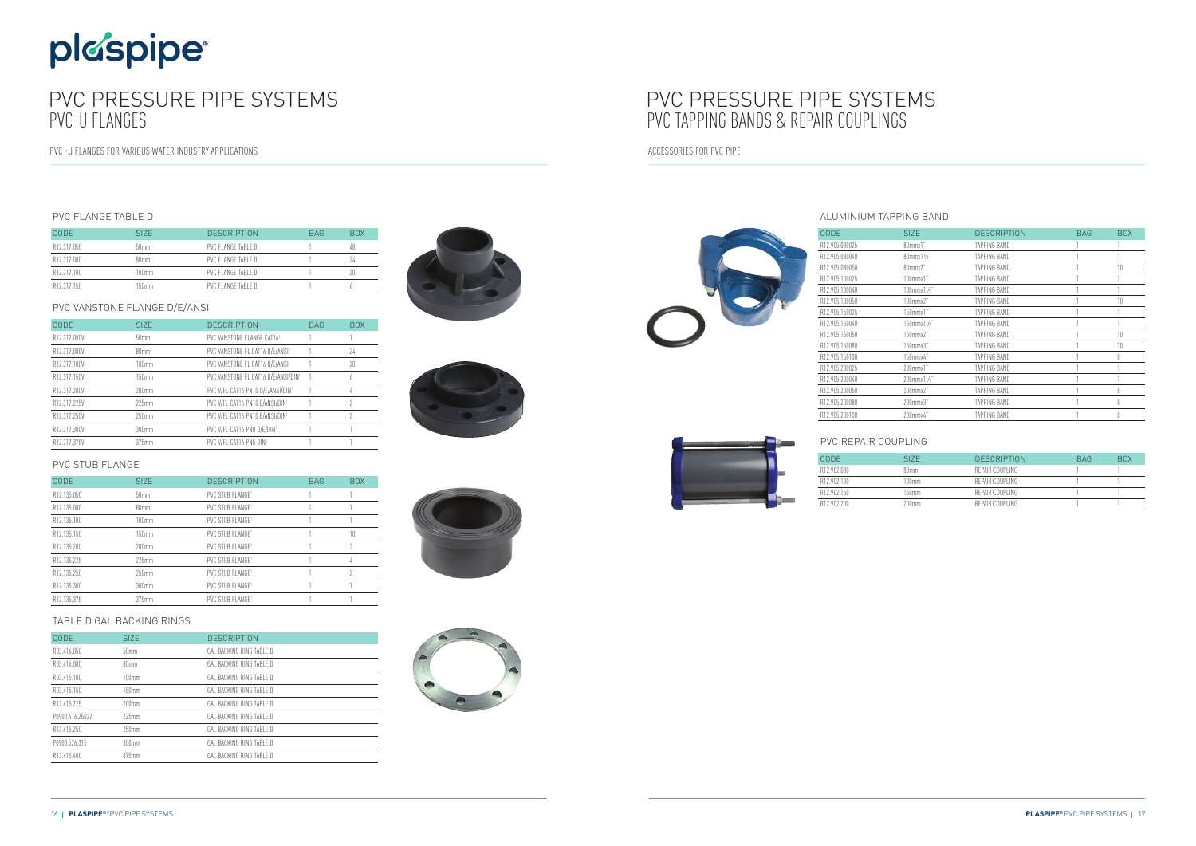# PVC PRESSURE PIPE SYSTEMS
## PVC-U FLANGES

PVC -U FLANGES FOR VARIOUS WATER INDUSTRY APPLICATIONS

### PVC FLANGE TABLE D

| CODE | SIZE | DESCRIPTION | BAG | BOX |
|---|---|---|---|---|
| R12.317.050 | 50mm | PVC FLANGE TABLE D[1] | 1 | 48 |
| R12.317.080 | 80mm | PVC FLANGE TABLE D[1] | 1 | 24 |
| R12.317.100 | 100mm | PVC FLANGE TABLE D[1] | 1 | 20 |
| R12.317.150 | 150mm | PVC FLANGE TABLE D[1] | 1 | 6 |

### PVC VANSTONE FLANGE D/E/ANSI

| CODE | SIZE | DESCRIPTION | BAG | BOX |
|---|---|---|---|---|
| R12.317.050V | 50mm | PVC VANSTONE FLANGE CAT16[1] | 1 | 1 |
| R12.317.080V | 80mm | PVC VANSTONE FL CAT16 D/E/ANSI[1] | 1 | 24 |
| R12.317.100V | 100mm | PVC VANSTONE FL CAT16 D/E/ANSI | 1 | 20 |
| R12.317.150V | 150mm | PVC VANSTONE FL CAT16 D/E/ANSI/DIN[1] | 1 | 6 |
| R12.317.200V | 200mm | PVC V/FL CAT16 PN10 D/E/ANSI/DIN[1] | 1 | 4 |
| R12.317.225V | 225mm | PVC V/FL CAT16 PN10 E/ANSI/DIN[1] | 1 | 2 |
| R12.317.250V | 250mm | PVC V/FL CAT16 PN10 E/ANSI/DIN[1] | 1 | 2 |
| R12.317.300V | 300mm | PVC V/FL CAT16 PN8 D/E/DIN[1] | 1 | 1 |
| R12.317.375V | 375mm | PVC V/FL CAT16 PN5 DIN[1] | 1 | 1 |

### PVC STUB FLANGE

| CODE | SIZE | DESCRIPTION | BAG | BOX |
|---|---|---|---|---|
| R12.135.050 | 50mm | PVC STUB FLANGE[1] | 1 | 1 |
| R12.135.080 | 80mm | PVC STUB FLANGE[1] | 1 | 1 |
| R12.135.100 | 100mm | PVC STUB FLANGE[1] | 1 | 1 |
| R12.135.150 | 150mm | PVC STUB FLANGE[1] | 1 | 10 |
| R12.135.200 | 200mm | PVC STUB FLANGE[1] | 1 | 3 |
| R12.135.225 | 225mm | PVC STUB FLANGE[1] | 1 | 4 |
| R12.135.250 | 250mm | PVC STUB FLANGE[1] | 1 | 2 |
| R12.135.300 | 300mm | PVC STUB FLANGE[1] | 1 | 1 |
| R12.135.375 | 375mm | PVC STUB FLANGE[1] | 1 | 1 |

### TABLE D GAL BACKING RINGS

| CODE | SIZE | DESCRIPTION |
|---|---|---|
| R03.416.050 | 50mm | GAL BACKING RING TABLE D |
| R03.416.080 | 80mm | GAL BACKING RING TABLE D |
| R03.415.100 | 100mm | GAL BACKING RING TABLE D |
| R03.415.150 | 150mm | GAL BACKING RING TABLE D |
| R13.415.225 | 200mm | GAL BACKING RING TABLE D |
| P0900.416.25022 | 225mm | GAL BACKING RING TABLE D |
| R13.415.250 | 250mm | GAL BACKING RING TABLE D |
| P0900.526.315 | 300mm | GAL BACKING RING TABLE D |
| R13.415.400 | 375mm | GAL BACKING RING TABLE D |

# PVC PRESSURE PIPE SYSTEMS
## PVC TAPPING BANDS & REPAIR COUPLINGS

ACCESSORIES FOR PVC PIPE

### ALUMINIUM TAPPING BAND

| CODE | SIZE | DESCRIPTION | BAG | BOX |
|---|---|---|---|---|
| R12.905.080025 | 80mmx1" | TAPPING BAND | 1 | 1 |
| R12.905.080040 | 80mmx1½" | TAPPING BAND | 1 | 1 |
| R12.905.080050 | 80mmx2" | TAPPING BAND | 1 | 10 |
| R12.905.100025 | 100mmx1" | TAPPING BAND | 1 | 1 |
| R12.905.100040 | 100mmx1½" | TAPPING BAND | 1 | 1 |
| R12.905.100050 | 100mmx2" | TAPPING BAND | 1 | 10 |
| R12.905.150025 | 150mmx1" | TAPPING BAND | 1 | 1 |
| R12.905.150040 | 150mmx1½" | TAPPING BAND | 1 | 1 |
| R12.905.150050 | 150mmx2" | TAPPING BAND | 1 | 10 |
| R12.905.150080 | 150mmx3" | TAPPING BAND | 1 | 10 |
| R12.905.150100 | 150mmx4" | TAPPING BAND | 1 | 8 |
| R12.905.200025 | 200mmx1" | TAPPING BAND | 1 | 1 |
| R12.905.200040 | 200mmx1½" | TAPPING BAND | 1 | 1 |
| R12.905.200050 | 200mmx2" | TAPPING BAND | 1 | 8 |
| R12.905.200080 | 200mmx3" | TAPPING BAND | 1 | 8 |
| R12.905.200100 | 200mmx4" | TAPPING BAND | 1 | 8 |

### PVC REPAIR COUPLING

| CODE | SIZE | DESCRIPTION | BAG | BOX |
|---|---|---|---|---|
| R12.902.080 | 80mm | REPAIR COUPLING | 1 | 1 |
| R12.902.100 | 100mm | REPAIR COUPLING | 1 | 1 |
| R12.902.150 | 150mm | REPAIR COUPLING | 1 | 1 |
| R12.902.200 | 200mm | REPAIR COUPLING | 1 | 1 |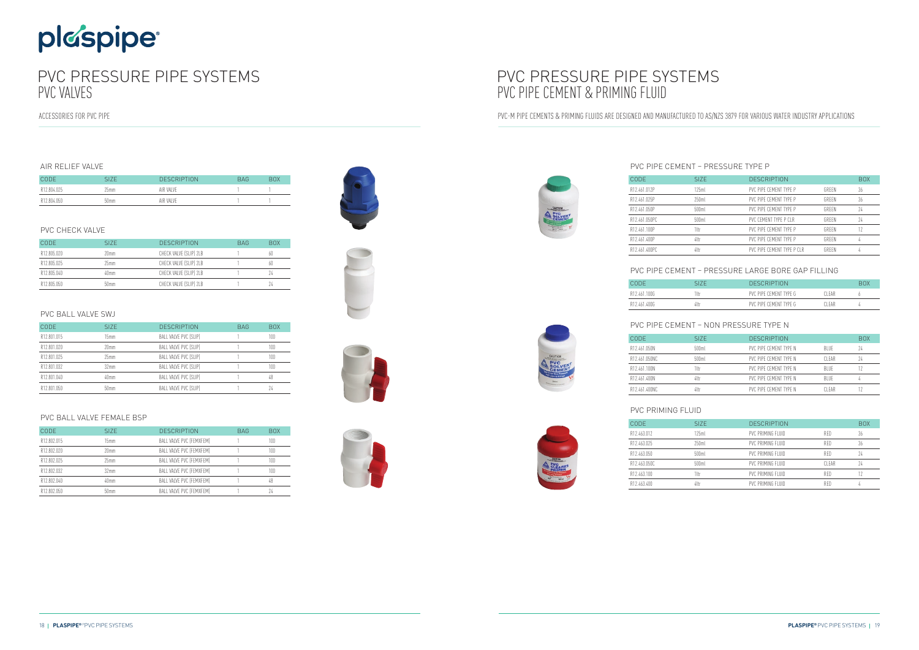# plaspipe

## PVC PRESSURE PIPE SYSTEMS
## PVC VALVES

ACCESSORIES FOR PVC PIPE

### AIR RELIEF VALVE

| CODE | SIZE | DESCRIPTION | BAG | BOX |
|---|---|---|---|---|
| R12.804.025 | 25mm | AIR VALVE | 1 | 1 |
| R12.804.050 | 50mm | AIR VALVE | 1 | 1 |

### PVC CHECK VALVE

| CODE | SIZE | DESCRIPTION | BAG | BOX |
|---|---|---|---|---|
| R12.805.020 | 20mm | CHECK VALVE (SLIP) 2LB | 1 | 60 |
| R12.805.025 | 25mm | CHECK VALVE (SLIP) 2LB | 1 | 60 |
| R12.805.040 | 40mm | CHECK VALVE (SLIP) 2LB | 1 | 24 |
| R12.805.050 | 50mm | CHECK VALVE (SLIP) 2LB | 1 | 24 |

### PVC BALL VALVE SWJ

| CODE | SIZE | DESCRIPTION | BAG | BOX |
|---|---|---|---|---|
| R12.801.015 | 15mm | BALL VALVE PVC (SLIP) | 1 | 100 |
| R12.801.020 | 20mm | BALL VALVE PVC (SLIP) | 1 | 100 |
| R12.801.025 | 25mm | BALL VALVE PVC (SLIP) | 1 | 100 |
| R12.801.032 | 32mm | BALL VALVE PVC (SLIP) | 1 | 100 |
| R12.801.040 | 40mm | BALL VALVE PVC (SLIP) | 1 | 48 |
| R12.801.050 | 50mm | BALL VALVE PVC (SLIP) | 1 | 24 |

### PVC BALL VALVE FEMALE BSP

| CODE | SIZE | DESCRIPTION | BAG | BOX |
|---|---|---|---|---|
| R12.802.015 | 15mm | BALL VALVE PVC (FEMXFEM) | 1 | 100 |
| R12.802.020 | 20mm | BALL VALVE PVC (FEMXFEM) | 1 | 100 |
| R12.802.025 | 25mm | BALL VALVE PVC (FEMXFEM) | 1 | 100 |
| R12.802.032 | 32mm | BALL VALVE PVC (FEMXFEM) | 1 | 100 |
| R12.802.040 | 40mm | BALL VALVE PVC (FEMXFEM) | 1 | 48 |
| R12.802.050 | 50mm | BALL VALVE PVC (FEMXFEM) | 1 | 24 |

## PVC PRESSURE PIPE SYSTEMS
## PVC PIPE CEMENT & PRIMING FLUID

PVC-M PIPE CEMENTS & PRIMING FLUIDS ARE DESIGNED AND MANUFACTURED TO AS/NZS 3879 FOR VARIOUS WATER INDUSTRY APPLICATIONS

### PVC PIPE CEMENT – PRESSURE TYPE P

| CODE | SIZE | DESCRIPTION | | BOX |
|---|---|---|---|---|
| R12.461.012P | 125ml | PVC PIPE CEMENT TYPE P | GREEN | 36 |
| R12.461.025P | 250ml | PVC PIPE CEMENT TYPE P | GREEN | 36 |
| R12.461.050P | 500ml | PVC PIPE CEMENT TYPE P | GREEN | 24 |
| R12.461.050PC | 500ml | PVC CEMENT TYPE P CLR | GREEN | 24 |
| R12.461.100P | 1ltr | PVC PIPE CEMENT TYPE P | GREEN | 12 |
| R12.461.400P | 4ltr | PVC PIPE CEMENT TYPE P | GREEN | 4 |
| R12.461.400PC | 4ltr | PVC PIPE CEMENT TYPE P CLR | GREEN | 4 |

### PVC PIPE CEMENT – PRESSURE LARGE BORE GAP FILLING

| CODE | SIZE | DESCRIPTION | | BOX |
|---|---|---|---|---|
| R12.461.100G | 1ltr | PVC PIPE CEMENT TYPE G | CLEAR | 6 |
| R12.461.400G | 4ltr | PVC PIPE CEMENT TYPE G | CLEAR | 4 |

### PVC PIPE CEMENT – NON PRESSURE TYPE N

| CODE | SIZE | DESCRIPTION | | BOX |
|---|---|---|---|---|
| R12.461.050N | 500ml | PVC PIPE CEMENT TYPE N | BLUE | 24 |
| R12.461.050NC | 500ml | PVC PIPE CEMENT TYPE N | CLEAR | 24 |
| R12.461.100N | 1ltr | PVC PIPE CEMENT TYPE N | BLUE | 12 |
| R12.461.400N | 4ltr | PVC PIPE CEMENT TYPE N | BLUE | 4 |
| R12.461.400NC | 4ltr | PVC PIPE CEMENT TYPE N | CLEAR | 12 |

### PVC PRIMING FLUID

| CODE | SIZE | DESCRIPTION | | BOX |
|---|---|---|---|---|
| R12.463.012 | 125ml | PVC PRIMING FLUID | RED | 36 |
| R12.463.025 | 250ml | PVC PRIMING FLUID | RED | 36 |
| R12.463.050 | 500ml | PVC PRIMING FLUID | RED | 24 |
| R12.463.050C | 500ml | PVC PRIMING FLUID | CLEAR | 24 |
| R12.463.100 | 1ltr | PVC PRIMING FLUID | RED | 12 |
| R12.463.400 | 4ltr | PVC PRIMING FLUID | RED | 4 |